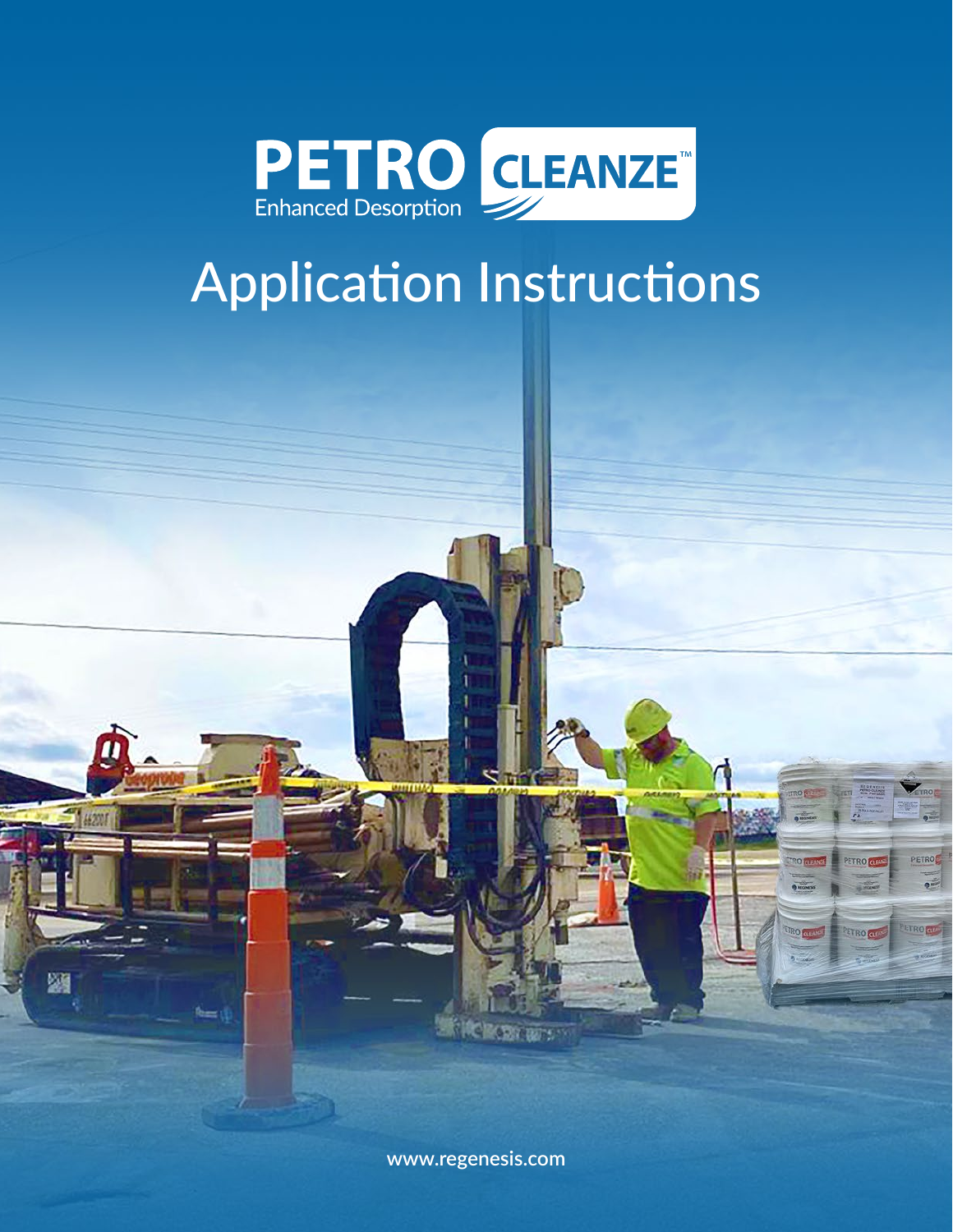# PETRO CLEANZE™

Enhanced Desorption

## Application Instructions

www.regenesis.com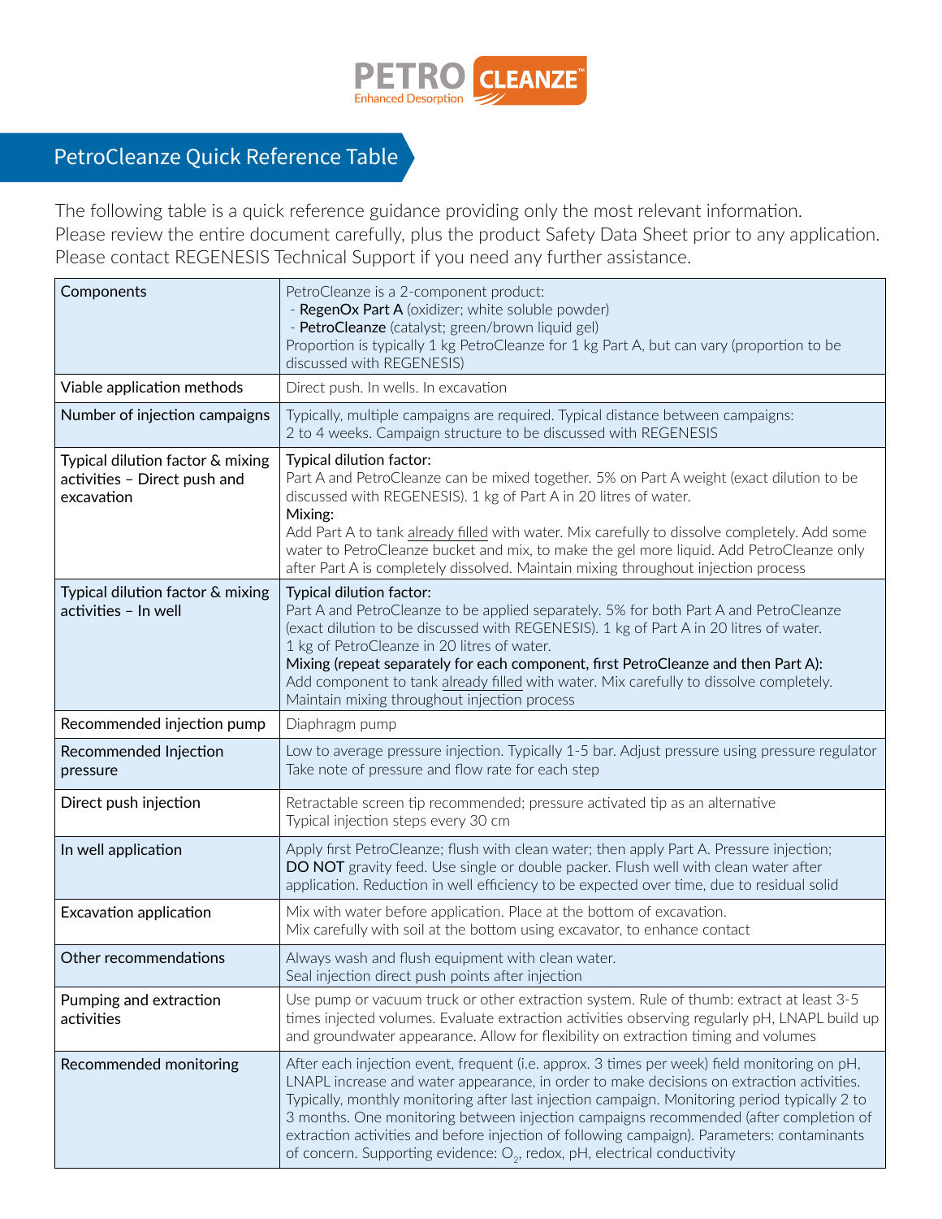# PetroCleanze Quick Reference Table

The following table is a quick reference guidance providing only the most relevant information.
Please review the entire document carefully, plus the product Safety Data Sheet prior to any application.
Please contact REGENESIS Technical Support if you need any further assistance.

| | |
|---|---|
| Components | PetroCleanze is a 2-component product:<br>- **RegenOx Part A** (oxidizer; white soluble powder)<br>- **PetroCleanze** (catalyst; green/brown liquid gel)<br>Proportion is typically 1 kg PetroCleanze for 1 kg Part A, but can vary (proportion to be discussed with REGENESIS) |
| Viable application methods | Direct push. In wells. In excavation |
| Number of injection campaigns | Typically, multiple campaigns are required. Typical distance between campaigns: 2 to 4 weeks. Campaign structure to be discussed with REGENESIS |
| Typical dilution factor & mixing activities – Direct push and excavation | Typical dilution factor:<br>Part A and PetroCleanze can be mixed together. 5% on Part A weight (exact dilution to be discussed with REGENESIS). 1 kg of Part A in 20 litres of water.<br>Mixing:<br>Add Part A to tank already filled with water. Mix carefully to dissolve completely. Add some water to PetroCleanze bucket and mix, to make the gel more liquid. Add PetroCleanze only after Part A is completely dissolved. Maintain mixing throughout injection process |
| Typical dilution factor & mixing activities – In well | Typical dilution factor:<br>Part A and PetroCleanze to be applied separately. 5% for both Part A and PetroCleanze (exact dilution to be discussed with REGENESIS). 1 kg of Part A in 20 litres of water. 1 kg of PetroCleanze in 20 litres of water.<br>Mixing (repeat separately for each component, first PetroCleanze and then Part A):<br>Add component to tank already filled with water. Mix carefully to dissolve completely. Maintain mixing throughout injection process |
| Recommended injection pump | Diaphragm pump |
| Recommended Injection pressure | Low to average pressure injection. Typically 1-5 bar. Adjust pressure using pressure regulator<br>Take note of pressure and flow rate for each step |
| Direct push injection | Retractable screen tip recommended; pressure activated tip as an alternative<br>Typical injection steps every 30 cm |
| In well application | Apply first PetroCleanze; flush with clean water; then apply Part A. Pressure injection; **DO NOT** gravity feed. Use single or double packer. Flush well with clean water after application. Reduction in well efficiency to be expected over time, due to residual solid |
| Excavation application | Mix with water before application. Place at the bottom of excavation.<br>Mix carefully with soil at the bottom using excavator, to enhance contact |
| Other recommendations | Always wash and flush equipment with clean water.<br>Seal injection direct push points after injection |
| Pumping and extraction activities | Use pump or vacuum truck or other extraction system. Rule of thumb: extract at least 3-5 times injected volumes. Evaluate extraction activities observing regularly pH, LNAPL build up and groundwater appearance. Allow for flexibility on extraction timing and volumes |
| Recommended monitoring | After each injection event, frequent (i.e. approx. 3 times per week) field monitoring on pH, LNAPL increase and water appearance, in order to make decisions on extraction activities. Typically, monthly monitoring after last injection campaign. Monitoring period typically 2 to 3 months. One monitoring between injection campaigns recommended (after completion of extraction activities and before injection of following campaign). Parameters: contaminants of concern. Supporting evidence: $O_2$, redox, pH, electrical conductivity |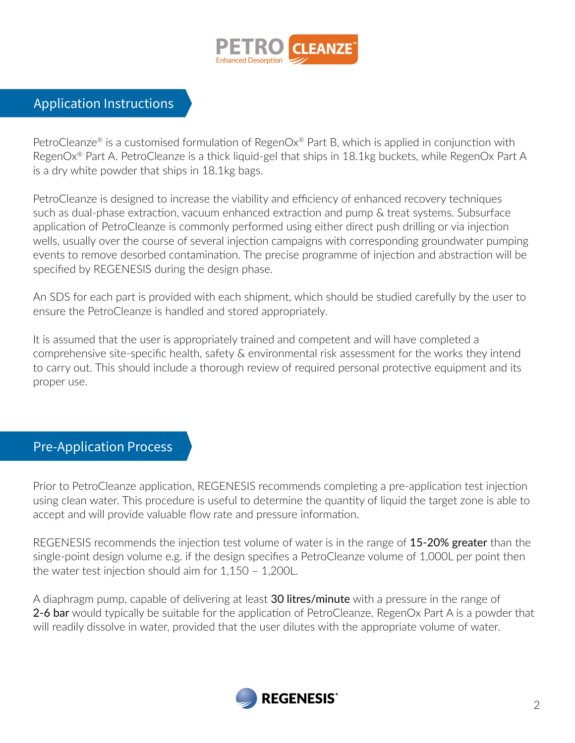## Application Instructions

PetroCleanze® is a customised formulation of RegenOx® Part B, which is applied in conjunction with RegenOx® Part A. PetroCleanze is a thick liquid-gel that ships in 18.1kg buckets, while RegenOx Part A is a dry white powder that ships in 18.1kg bags.

PetroCleanze is designed to increase the viability and efficiency of enhanced recovery techniques such as dual-phase extraction, vacuum enhanced extraction and pump & treat systems. Subsurface application of PetroCleanze is commonly performed using either direct push drilling or via injection wells, usually over the course of several injection campaigns with corresponding groundwater pumping events to remove desorbed contamination. The precise programme of injection and abstraction will be specified by REGENESIS during the design phase.

An SDS for each part is provided with each shipment, which should be studied carefully by the user to ensure the PetroCleanze is handled and stored appropriately.

It is assumed that the user is appropriately trained and competent and will have completed a comprehensive site-specific health, safety & environmental risk assessment for the works they intend to carry out. This should include a thorough review of required personal protective equipment and its proper use.

## Pre-Application Process

Prior to PetroCleanze application, REGENESIS recommends completing a pre-application test injection using clean water. This procedure is useful to determine the quantity of liquid the target zone is able to accept and will provide valuable flow rate and pressure information.

REGENESIS recommends the injection test volume of water is in the range of **15-20% greater** than the single-point design volume e.g. if the design specifies a PetroCleanze volume of 1,000L per point then the water test injection should aim for 1,150 – 1,200L.

A diaphragm pump, capable of delivering at least **30 litres/minute** with a pressure in the range of **2-6 bar** would typically be suitable for the application of PetroCleanze. RegenOx Part A is a powder that will readily dissolve in water, provided that the user dilutes with the appropriate volume of water.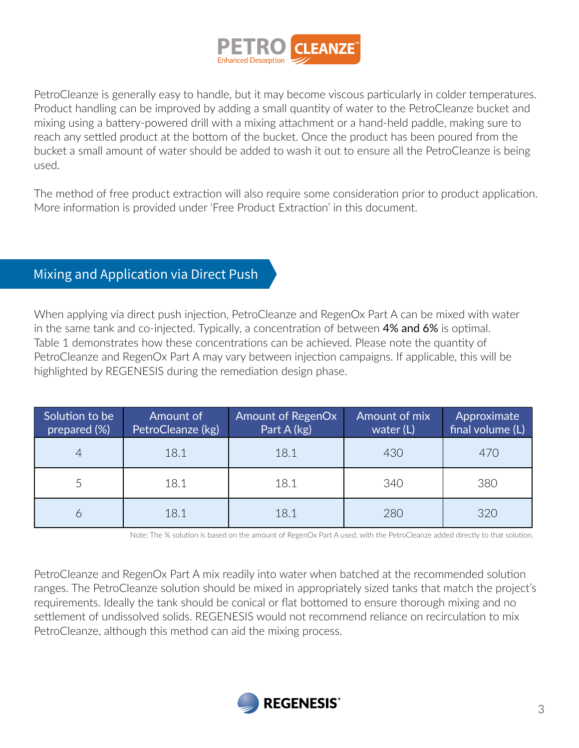PetroCleanze is generally easy to handle, but it may become viscous particularly in colder temperatures. Product handling can be improved by adding a small quantity of water to the PetroCleanze bucket and mixing using a battery-powered drill with a mixing attachment or a hand-held paddle, making sure to reach any settled product at the bottom of the bucket. Once the product has been poured from the bucket a small amount of water should be added to wash it out to ensure all the PetroCleanze is being used.

The method of free product extraction will also require some consideration prior to product application. More information is provided under 'Free Product Extraction' in this document.

## Mixing and Application via Direct Push

When applying via direct push injection, PetroCleanze and RegenOx Part A can be mixed with water in the same tank and co-injected. Typically, a concentration of between **4% and 6%** is optimal. Table 1 demonstrates how these concentrations can be achieved. Please note the quantity of PetroCleanze and RegenOx Part A may vary between injection campaigns. If applicable, this will be highlighted by REGENESIS during the remediation design phase.

| Solution to be prepared (%) | Amount of PetroCleanze (kg) | Amount of RegenOx Part A (kg) | Amount of mix water (L) | Approximate final volume (L) |
|---|---|---|---|---|
| 4 | 18.1 | 18.1 | 430 | 470 |
| 5 | 18.1 | 18.1 | 340 | 380 |
| 6 | 18.1 | 18.1 | 280 | 320 |

Note: The % solution is based on the amount of RegenOx Part A used, with the PetroCleanze added directly to that solution.

PetroCleanze and RegenOx Part A mix readily into water when batched at the recommended solution ranges. The PetroCleanze solution should be mixed in appropriately sized tanks that match the project's requirements. Ideally the tank should be conical or flat bottomed to ensure thorough mixing and no settlement of undissolved solids. REGENESIS would not recommend reliance on recirculation to mix PetroCleanze, although this method can aid the mixing process.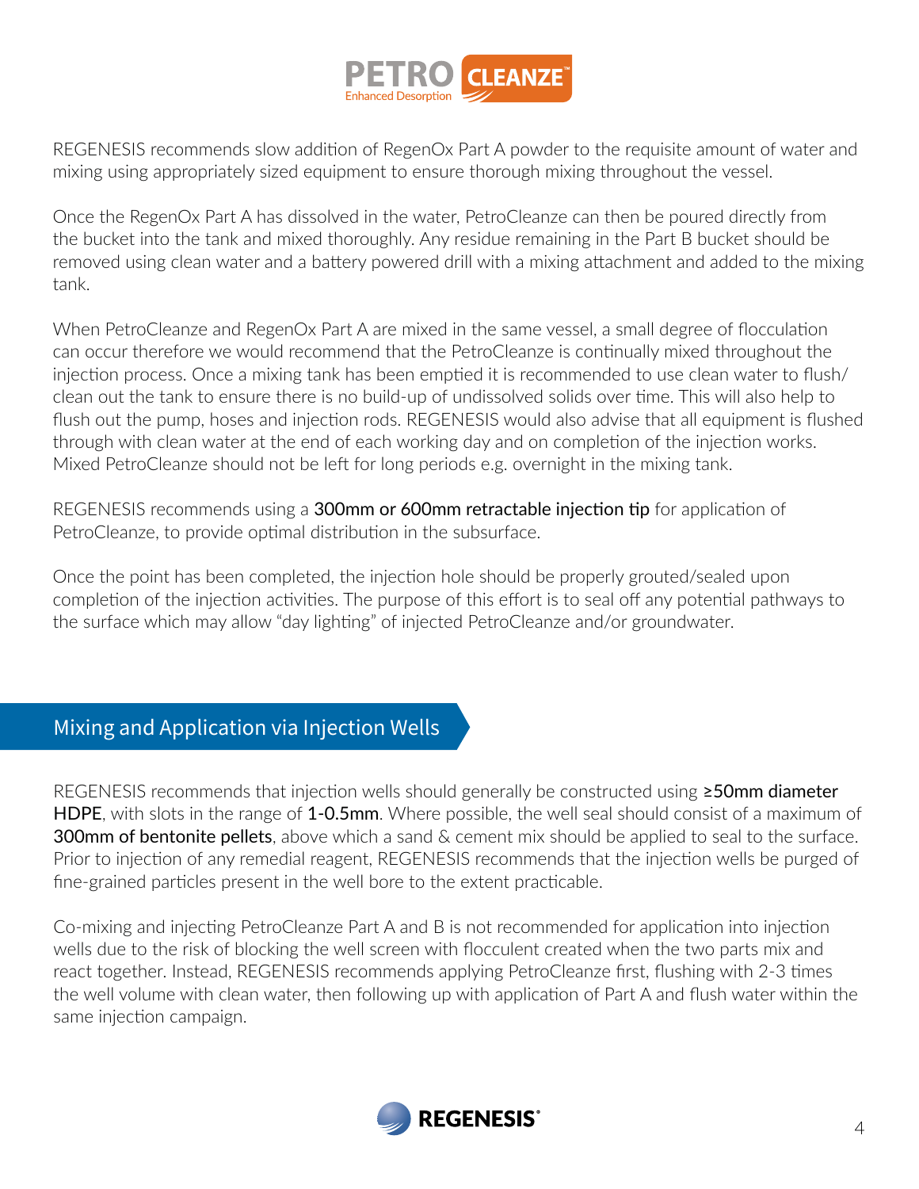REGENESIS recommends slow addition of RegenOx Part A powder to the requisite amount of water and mixing using appropriately sized equipment to ensure thorough mixing throughout the vessel.

Once the RegenOx Part A has dissolved in the water, PetroCleanze can then be poured directly from the bucket into the tank and mixed thoroughly. Any residue remaining in the Part B bucket should be removed using clean water and a battery powered drill with a mixing attachment and added to the mixing tank.

When PetroCleanze and RegenOx Part A are mixed in the same vessel, a small degree of flocculation can occur therefore we would recommend that the PetroCleanze is continually mixed throughout the injection process. Once a mixing tank has been emptied it is recommended to use clean water to flush/clean out the tank to ensure there is no build-up of undissolved solids over time. This will also help to flush out the pump, hoses and injection rods. REGENESIS would also advise that all equipment is flushed through with clean water at the end of each working day and on completion of the injection works. Mixed PetroCleanze should not be left for long periods e.g. overnight in the mixing tank.

REGENESIS recommends using a **300mm or 600mm retractable injection tip** for application of PetroCleanze, to provide optimal distribution in the subsurface.

Once the point has been completed, the injection hole should be properly grouted/sealed upon completion of the injection activities. The purpose of this effort is to seal off any potential pathways to the surface which may allow "day lighting" of injected PetroCleanze and/or groundwater.

## Mixing and Application via Injection Wells

REGENESIS recommends that injection wells should generally be constructed using **≥50mm diameter HDPE**, with slots in the range of **1-0.5mm**. Where possible, the well seal should consist of a maximum of **300mm of bentonite pellets**, above which a sand & cement mix should be applied to seal to the surface. Prior to injection of any remedial reagent, REGENESIS recommends that the injection wells be purged of fine-grained particles present in the well bore to the extent practicable.

Co-mixing and injecting PetroCleanze Part A and B is not recommended for application into injection wells due to the risk of blocking the well screen with flocculent created when the two parts mix and react together. Instead, REGENESIS recommends applying PetroCleanze first, flushing with 2-3 times the well volume with clean water, then following up with application of Part A and flush water within the same injection campaign.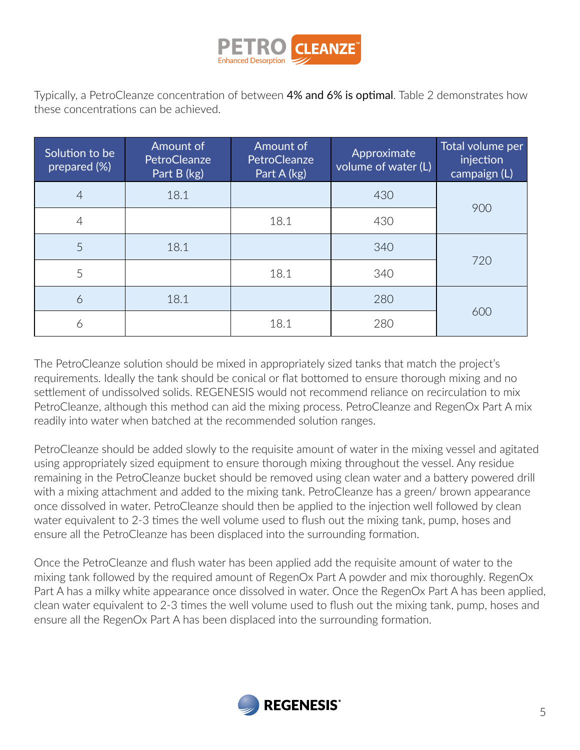Typically, a PetroCleanze concentration of between **4% and 6% is optimal**. Table 2 demonstrates how these concentrations can be achieved.

| Solution to be prepared (%) | Amount of PetroCleanze Part B (kg) | Amount of PetroCleanze Part A (kg) | Approximate volume of water (L) | Total volume per injection campaign (L) |
|---|---|---|---|---|
| 4 | 18.1 | | 430 | 900 |
| 4 | | 18.1 | 430 | |
| 5 | 18.1 | | 340 | 720 |
| 5 | | 18.1 | 340 | |
| 6 | 18.1 | | 280 | 600 |
| 6 | | 18.1 | 280 | |

The PetroCleanze solution should be mixed in appropriately sized tanks that match the project's requirements. Ideally the tank should be conical or flat bottomed to ensure thorough mixing and no settlement of undissolved solids. REGENESIS would not recommend reliance on recirculation to mix PetroCleanze, although this method can aid the mixing process. PetroCleanze and RegenOx Part A mix readily into water when batched at the recommended solution ranges.

PetroCleanze should be added slowly to the requisite amount of water in the mixing vessel and agitated using appropriately sized equipment to ensure thorough mixing throughout the vessel. Any residue remaining in the PetroCleanze bucket should be removed using clean water and a battery powered drill with a mixing attachment and added to the mixing tank. PetroCleanze has a green/ brown appearance once dissolved in water. PetroCleanze should then be applied to the injection well followed by clean water equivalent to 2-3 times the well volume used to flush out the mixing tank, pump, hoses and ensure all the PetroCleanze has been displaced into the surrounding formation.

Once the PetroCleanze and flush water has been applied add the requisite amount of water to the mixing tank followed by the required amount of RegenOx Part A powder and mix thoroughly. RegenOx Part A has a milky white appearance once dissolved in water. Once the RegenOx Part A has been applied, clean water equivalent to 2-3 times the well volume used to flush out the mixing tank, pump, hoses and ensure all the RegenOx Part A has been displaced into the surrounding formation.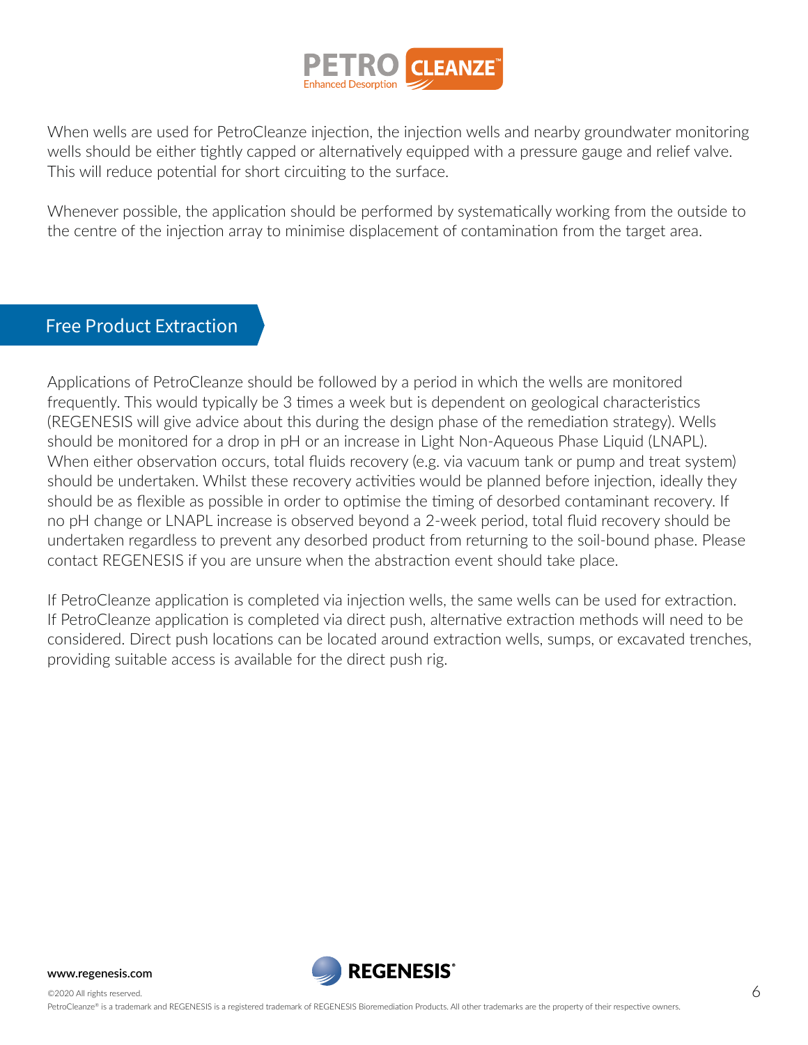When wells are used for PetroCleanze injection, the injection wells and nearby groundwater monitoring wells should be either tightly capped or alternatively equipped with a pressure gauge and relief valve. This will reduce potential for short circuiting to the surface.

Whenever possible, the application should be performed by systematically working from the outside to the centre of the injection array to minimise displacement of contamination from the target area.

## Free Product Extraction

Applications of PetroCleanze should be followed by a period in which the wells are monitored frequently. This would typically be 3 times a week but is dependent on geological characteristics (REGENESIS will give advice about this during the design phase of the remediation strategy). Wells should be monitored for a drop in pH or an increase in Light Non-Aqueous Phase Liquid (LNAPL). When either observation occurs, total fluids recovery (e.g. via vacuum tank or pump and treat system) should be undertaken. Whilst these recovery activities would be planned before injection, ideally they should be as flexible as possible in order to optimise the timing of desorbed contaminant recovery. If no pH change or LNAPL increase is observed beyond a 2-week period, total fluid recovery should be undertaken regardless to prevent any desorbed product from returning to the soil-bound phase. Please contact REGENESIS if you are unsure when the abstraction event should take place.

If PetroCleanze application is completed via injection wells, the same wells can be used for extraction. If PetroCleanze application is completed via direct push, alternative extraction methods will need to be considered. Direct push locations can be located around extraction wells, sumps, or excavated trenches, providing suitable access is available for the direct push rig.

www.regenesis.com

©2020 All rights reserved.
PetroCleanze® is a trademark and REGENESIS is a registered trademark of REGENESIS Bioremediation Products. All other trademarks are the property of their respective owners.